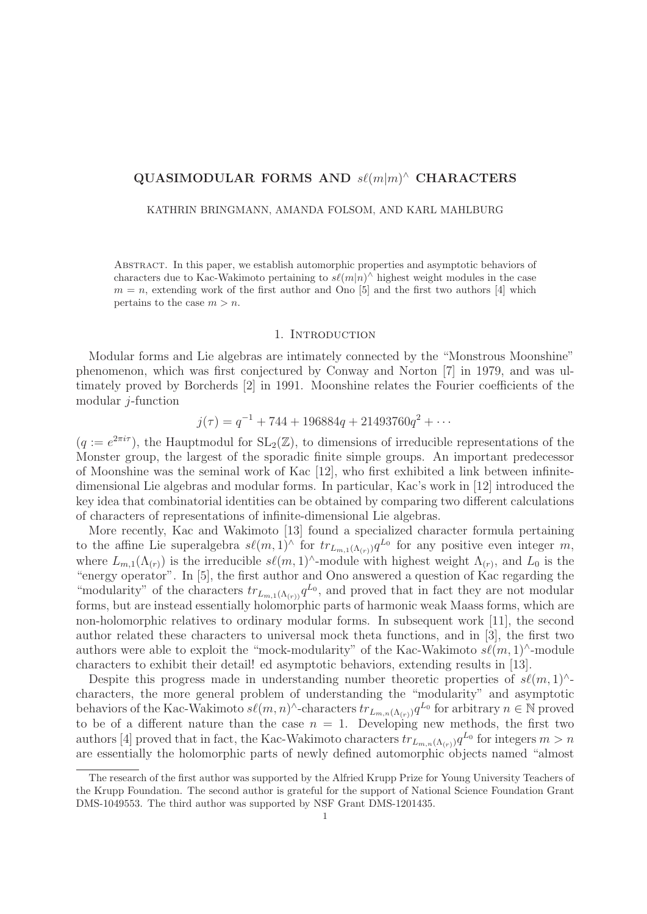# QUASIMODULAR FORMS AND $s\ell(m|m)^\wedge$ CHARACTERS

KATHRIN BRINGMANN, AMANDA FOLSOM, AND KARL MAHLBURG

Abstract. In this paper, we establish automorphic properties and asymptotic behaviors of characters due to Kac-Wakimoto pertaining to $s\ell(m|n)^\wedge$ highest weight modules in the case $m = n$, extending work of the first author and Ono [5] and the first two authors [4] which pertains to the case $m > n$.

## 1. Introduction

Modular forms and Lie algebras are intimately connected by the "Monstrous Moonshine" phenomenon, which was first conjectured by Conway and Norton [7] in 1979, and was ultimately proved by Borcherds [2] in 1991. Moonshine relates the Fourier coefficients of the modular $j$-function

$$j(\tau) = q^{-1} + 744 + 196884q + 21493760q^2 + \cdots$$

($q := e^{2\pi i\tau}$), the Hauptmodul for $\mathrm{SL}_2(\mathbb{Z})$, to dimensions of irreducible representations of the Monster group, the largest of the sporadic finite simple groups. An important predecessor of Moonshine was the seminal work of Kac [12], who first exhibited a link between infinite-dimensional Lie algebras and modular forms. In particular, Kac's work in [12] introduced the key idea that combinatorial identities can be obtained by comparing two different calculations of characters of representations of infinite-dimensional Lie algebras.

More recently, Kac and Wakimoto [13] found a specialized character formula pertaining to the affine Lie superalgebra $s\ell(m,1)^\wedge$ for $tr_{L_{m,1}(\Lambda_{(r)})}q^{L_0}$ for any positive even integer $m$, where $L_{m,1}(\Lambda_{(r)})$ is the irreducible $s\ell(m,1)^\wedge$-module with highest weight $\Lambda_{(r)}$, and $L_0$ is the "energy operator". In [5], the first author and Ono answered a question of Kac regarding the "modularity" of the characters $tr_{L_{m,1}(\Lambda_{(r)})}q^{L_0}$, and proved that in fact they are not modular forms, but are instead essentially holomorphic parts of harmonic weak Maass forms, which are non-holomorphic relatives to ordinary modular forms. In subsequent work [11], the second author related these characters to universal mock theta functions, and in [3], the first two authors were able to exploit the "mock-modularity" of the Kac-Wakimoto $s\ell(m,1)^\wedge$-module characters to exhibit their detail! ed asymptotic behaviors, extending results in [13].

Despite this progress made in understanding number theoretic properties of $s\ell(m,1)^\wedge$-characters, the more general problem of understanding the "modularity" and asymptotic behaviors of the Kac-Wakimoto $s\ell(m,n)^\wedge$-characters $tr_{L_{m,n}(\Lambda_{(r)})}q^{L_0}$ for arbitrary $n \in \mathbb{N}$ proved to be of a different nature than the case $n = 1$. Developing new methods, the first two authors [4] proved that in fact, the Kac-Wakimoto characters $tr_{L_{m,n}(\Lambda_{(r)})}q^{L_0}$ for integers $m > n$ are essentially the holomorphic parts of newly defined automorphic objects named "almost

The research of the first author was supported by the Alfried Krupp Prize for Young University Teachers of the Krupp Foundation. The second author is grateful for the support of National Science Foundation Grant DMS-1049553. The third author was supported by NSF Grant DMS-1201435.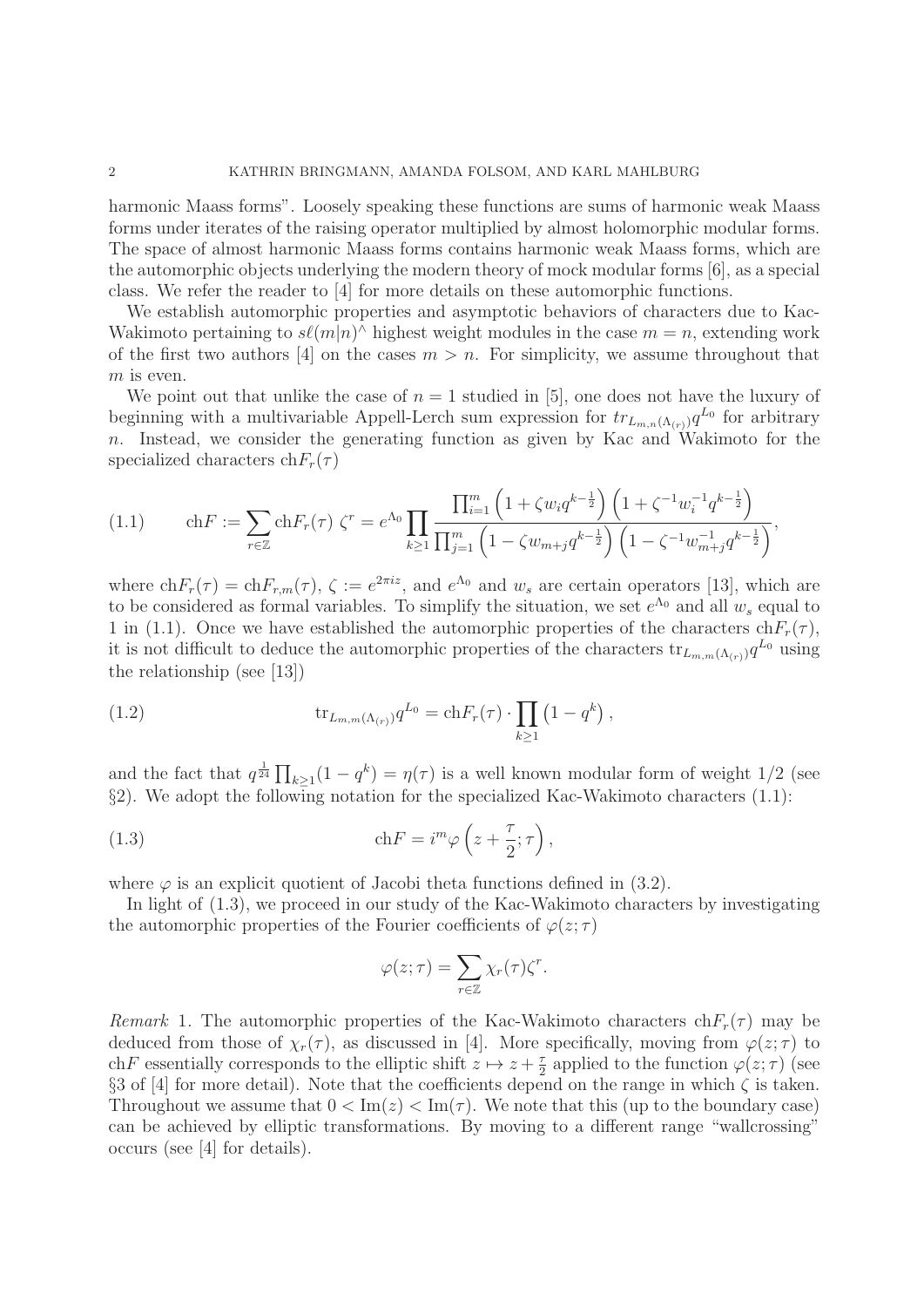harmonic Maass forms". Loosely speaking these functions are sums of harmonic weak Maass forms under iterates of the raising operator multiplied by almost holomorphic modular forms. The space of almost harmonic Maass forms contains harmonic weak Maass forms, which are the automorphic objects underlying the modern theory of mock modular forms [6], as a special class. We refer the reader to [4] for more details on these automorphic functions.

We establish automorphic properties and asymptotic behaviors of characters due to Kac-Wakimoto pertaining to $s\ell(m|n)^\wedge$ highest weight modules in the case $m = n$, extending work of the first two authors [4] on the cases $m > n$. For simplicity, we assume throughout that $m$ is even.

We point out that unlike the case of $n = 1$ studied in [5], one does not have the luxury of beginning with a multivariable Appell-Lerch sum expression for $tr_{L_{m,n}(\Lambda_{(r)})}q^{L_0}$ for arbitrary $n$. Instead, we consider the generating function as given by Kac and Wakimoto for the specialized characters $\mathrm{ch}F_r(\tau)$

$$
(1.1) \qquad \mathrm{ch}F := \sum_{r\in\mathbb{Z}} \mathrm{ch}F_r(\tau)\ \zeta^r = e^{\Lambda_0} \prod_{k\geq 1} \frac{\prod_{i=1}^m \left(1+\zeta w_i q^{k-\frac{1}{2}}\right)\left(1+\zeta^{-1} w_i^{-1} q^{k-\frac{1}{2}}\right)}{\prod_{j=1}^m \left(1-\zeta w_{m+j} q^{k-\frac{1}{2}}\right)\left(1-\zeta^{-1} w_{m+j}^{-1} q^{k-\frac{1}{2}}\right)},
$$

where $\mathrm{ch}F_r(\tau) = \mathrm{ch}F_{r,m}(\tau)$, $\zeta := e^{2\pi i z}$, and $e^{\Lambda_0}$ and $w_s$ are certain operators [13], which are to be considered as formal variables. To simplify the situation, we set $e^{\Lambda_0}$ and all $w_s$ equal to 1 in (1.1). Once we have established the automorphic properties of the characters $\mathrm{ch}F_r(\tau)$, it is not difficult to deduce the automorphic properties of the characters $\mathrm{tr}_{L_{m,m}(\Lambda_{(r)})}q^{L_0}$ using the relationship (see [13])

$$
(1.2) \qquad \mathrm{tr}_{L_{m,m}(\Lambda_{(r)})}q^{L_0} = \mathrm{ch}F_r(\tau)\cdot \prod_{k\geq 1}\left(1-q^k\right),
$$

and the fact that $q^{\frac{1}{24}}\prod_{k\geq 1}(1-q^k) = \eta(\tau)$ is a well known modular form of weight $1/2$ (see §2). We adopt the following notation for the specialized Kac-Wakimoto characters (1.1):

$$
(1.3) \qquad \mathrm{ch}F = i^m \varphi\left(z+\frac{\tau}{2};\tau\right),
$$

where $\varphi$ is an explicit quotient of Jacobi theta functions defined in (3.2).

In light of (1.3), we proceed in our study of the Kac-Wakimoto characters by investigating the automorphic properties of the Fourier coefficients of $\varphi(z;\tau)$

$$
\varphi(z;\tau) = \sum_{r\in\mathbb{Z}} \chi_r(\tau)\zeta^r.
$$

*Remark* 1. The automorphic properties of the Kac-Wakimoto characters $\mathrm{ch}F_r(\tau)$ may be deduced from those of $\chi_r(\tau)$, as discussed in [4]. More specifically, moving from $\varphi(z;\tau)$ to $\mathrm{ch}F$ essentially corresponds to the elliptic shift $z \mapsto z + \frac{\tau}{2}$ applied to the function $\varphi(z;\tau)$ (see §3 of [4] for more detail). Note that the coefficients depend on the range in which $\zeta$ is taken. Throughout we assume that $0 < \mathrm{Im}(z) < \mathrm{Im}(\tau)$. We note that this (up to the boundary case) can be achieved by elliptic transformations. By moving to a different range "wallcrossing" occurs (see [4] for details).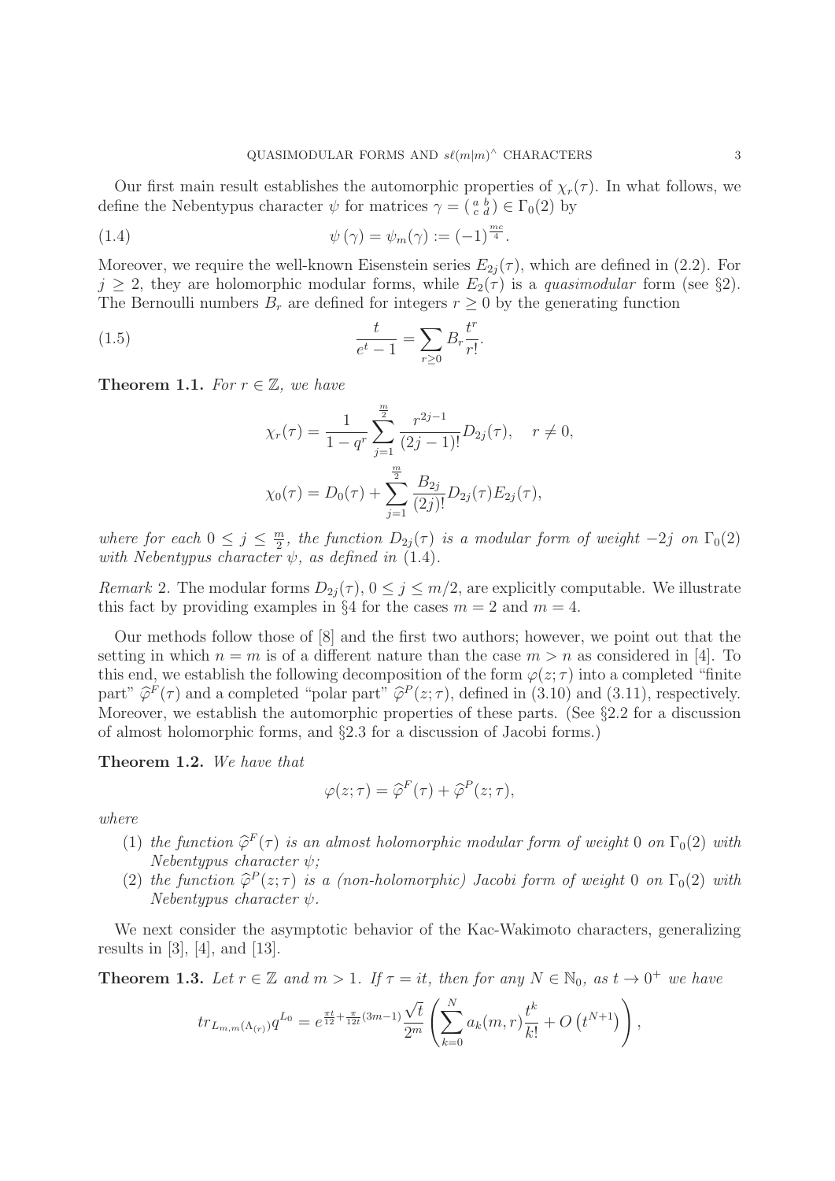Our first main result establishes the automorphic properties of $\chi_r(\tau)$. In what follows, we define the Nebentypus character $\psi$ for matrices $\gamma = \left(\begin{smallmatrix} a & b \\ c & d \end{smallmatrix}\right) \in \Gamma_0(2)$ by

$$\psi(\gamma) = \psi_m(\gamma) := (-1)^{\frac{mc}{4}}. \tag{1.4}$$

Moreover, we require the well-known Eisenstein series $E_{2j}(\tau)$, which are defined in (2.2). For $j \geq 2$, they are holomorphic modular forms, while $E_2(\tau)$ is a *quasimodular* form (see §2). The Bernoulli numbers $B_r$ are defined for integers $r \geq 0$ by the generating function

$$\frac{t}{e^t - 1} = \sum_{r \geq 0} B_r \frac{t^r}{r!}. \tag{1.5}$$

**Theorem 1.1.** *For $r \in \mathbb{Z}$, we have*

$$\chi_r(\tau) = \frac{1}{1 - q^r} \sum_{j=1}^{\frac{m}{2}} \frac{r^{2j-1}}{(2j-1)!} D_{2j}(\tau), \quad r \neq 0,$$

$$\chi_0(\tau) = D_0(\tau) + \sum_{j=1}^{\frac{m}{2}} \frac{B_{2j}}{(2j)!} D_{2j}(\tau) E_{2j}(\tau),$$

*where for each $0 \leq j \leq \frac{m}{2}$, the function $D_{2j}(\tau)$ is a modular form of weight $-2j$ on $\Gamma_0(2)$ with Nebentypus character $\psi$, as defined in* (1.4).

*Remark* 2. The modular forms $D_{2j}(\tau)$, $0 \leq j \leq m/2$, are explicitly computable. We illustrate this fact by providing examples in §4 for the cases $m = 2$ and $m = 4$.

Our methods follow those of [8] and the first two authors; however, we point out that the setting in which $n = m$ is of a different nature than the case $m > n$ as considered in [4]. To this end, we establish the following decomposition of the form $\varphi(z;\tau)$ into a completed "finite part" $\widehat{\varphi}^F(\tau)$ and a completed "polar part" $\widehat{\varphi}^P(z;\tau)$, defined in (3.10) and (3.11), respectively. Moreover, we establish the automorphic properties of these parts. (See §2.2 for a discussion of almost holomorphic forms, and §2.3 for a discussion of Jacobi forms.)

**Theorem 1.2.** *We have that*

$$\varphi(z;\tau) = \widehat{\varphi}^F(\tau) + \widehat{\varphi}^P(z;\tau),$$

*where*

1. *the function $\widehat{\varphi}^F(\tau)$ is an almost holomorphic modular form of weight $0$ on $\Gamma_0(2)$ with Nebentypus character $\psi$;*
2. *the function $\widehat{\varphi}^P(z;\tau)$ is a (non-holomorphic) Jacobi form of weight $0$ on $\Gamma_0(2)$ with Nebentypus character $\psi$.*

We next consider the asymptotic behavior of the Kac-Wakimoto characters, generalizing results in [3], [4], and [13].

**Theorem 1.3.** *Let $r \in \mathbb{Z}$ and $m > 1$. If $\tau = it$, then for any $N \in \mathbb{N}_0$, as $t \to 0^+$ we have*

$$tr_{L_{m,m}(\Lambda_{(r)})} q^{L_0} = e^{\frac{\pi t}{12} + \frac{\pi}{12t}(3m-1)} \frac{\sqrt{t}}{2^m} \left( \sum_{k=0}^{N} a_k(m,r) \frac{t^k}{k!} + O\left(t^{N+1}\right) \right),$$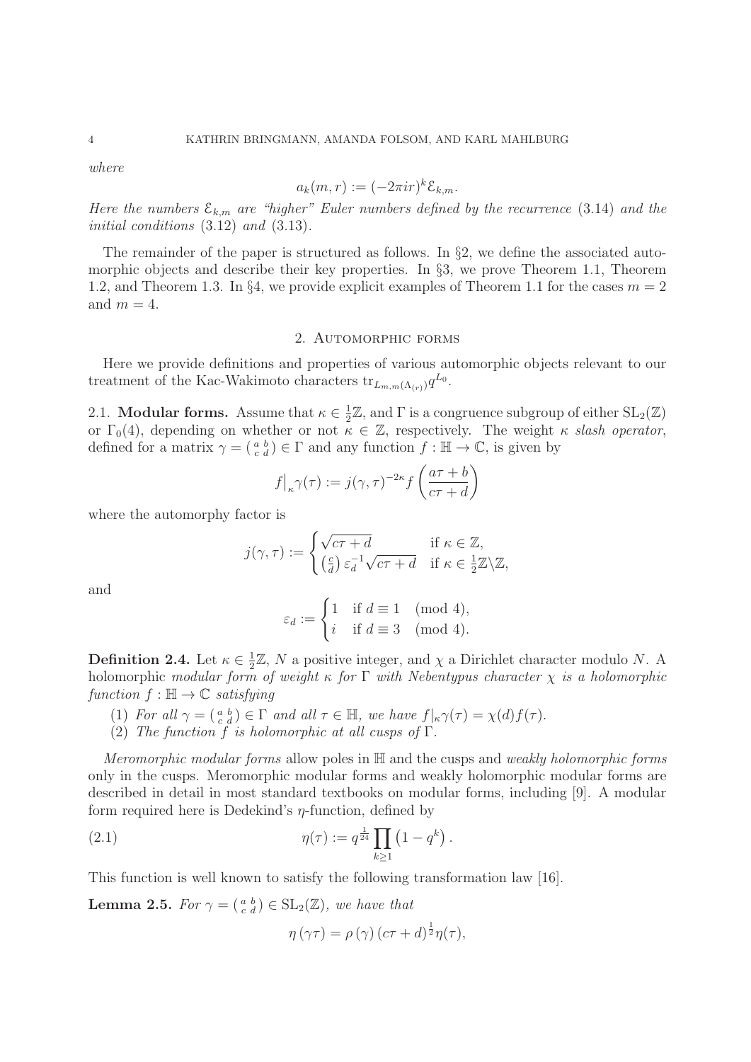*where*

$$a_k(m,r) := (-2\pi i r)^k \mathcal{E}_{k,m}.$$

*Here the numbers $\mathcal{E}_{k,m}$ are "higher" Euler numbers defined by the recurrence* (3.14) *and the initial conditions* (3.12) *and* (3.13).

The remainder of the paper is structured as follows. In §2, we define the associated automorphic objects and describe their key properties. In §3, we prove Theorem 1.1, Theorem 1.2, and Theorem 1.3. In §4, we provide explicit examples of Theorem 1.1 for the cases $m = 2$ and $m = 4$.

## 2. Automorphic forms

Here we provide definitions and properties of various automorphic objects relevant to our treatment of the Kac-Wakimoto characters $\mathrm{tr}_{L_{m,m}(\Lambda_{(r)})} q^{L_0}$.

**2.1. Modular forms.** Assume that $\kappa \in \frac{1}{2}\mathbb{Z}$, and $\Gamma$ is a congruence subgroup of either $\mathrm{SL}_2(\mathbb{Z})$ or $\Gamma_0(4)$, depending on whether or not $\kappa \in \mathbb{Z}$, respectively. The weight $\kappa$ *slash operator*, defined for a matrix $\gamma = \left(\begin{smallmatrix} a & b \\ c & d \end{smallmatrix}\right) \in \Gamma$ and any function $f : \mathbb{H} \to \mathbb{C}$, is given by

$$f\big|_\kappa \gamma(\tau) := j(\gamma,\tau)^{-2\kappa} f\left(\frac{a\tau + b}{c\tau + d}\right)$$

where the automorphy factor is

$$j(\gamma,\tau) := \begin{cases} \sqrt{c\tau + d} & \text{if } \kappa \in \mathbb{Z}, \\ \left(\frac{c}{d}\right) \varepsilon_d^{-1} \sqrt{c\tau + d} & \text{if } \kappa \in \frac{1}{2}\mathbb{Z} \backslash \mathbb{Z}, \end{cases}$$

and

$$\varepsilon_d := \begin{cases} 1 & \text{if } d \equiv 1 \pmod 4, \\ i & \text{if } d \equiv 3 \pmod 4. \end{cases}$$

**Definition 2.4.** *Let $\kappa \in \frac{1}{2}\mathbb{Z}$, $N$ a positive integer, and $\chi$ a Dirichlet character modulo $N$. A holomorphic modular form of weight $\kappa$ for $\Gamma$ with Nebentypus character $\chi$ is a holomorphic function $f : \mathbb{H} \to \mathbb{C}$ satisfying*

1. *For all $\gamma = \left(\begin{smallmatrix} a & b \\ c & d \end{smallmatrix}\right) \in \Gamma$ and all $\tau \in \mathbb{H}$, we have $f|_\kappa \gamma(\tau) = \chi(d) f(\tau)$.*
2. *The function $f$ is holomorphic at all cusps of $\Gamma$.*

*Meromorphic modular forms* allow poles in $\mathbb{H}$ and the cusps and *weakly holomorphic forms* only in the cusps. Meromorphic modular forms and weakly holomorphic modular forms are described in detail in most standard textbooks on modular forms, including [9]. A modular form required here is Dedekind's $\eta$-function, defined by

$$\eta(\tau) := q^{\frac{1}{24}} \prod_{k \geq 1} \left(1 - q^k\right). \tag{2.1}$$

This function is well known to satisfy the following transformation law [16].

**Lemma 2.5.** *For $\gamma = \left(\begin{smallmatrix} a & b \\ c & d \end{smallmatrix}\right) \in \mathrm{SL}_2(\mathbb{Z})$, we have that*

$$\eta(\gamma\tau) = \rho(\gamma)(c\tau + d)^{\frac{1}{2}} \eta(\tau),$$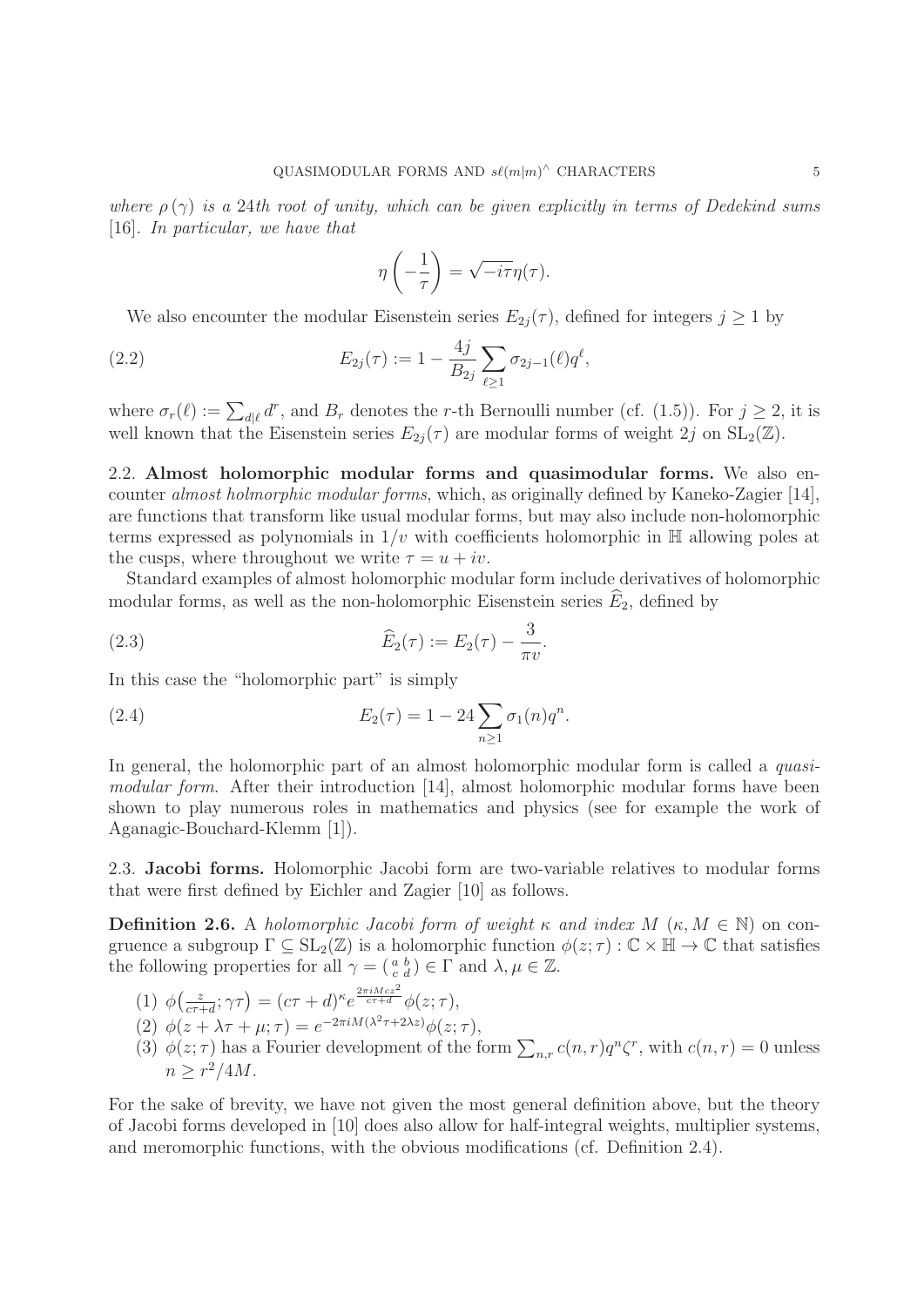*where $\rho(\gamma)$ is a 24th root of unity, which can be given explicitly in terms of Dedekind sums [16]. In particular, we have that*

$$\eta\left(-\frac{1}{\tau}\right) = \sqrt{-i\tau}\eta(\tau).$$

We also encounter the modular Eisenstein series $E_{2j}(\tau)$, defined for integers $j \geq 1$ by

$$E_{2j}(\tau) := 1 - \frac{4j}{B_{2j}} \sum_{\ell \geq 1} \sigma_{2j-1}(\ell) q^{\ell}, \tag{2.2}$$

where $\sigma_r(\ell) := \sum_{d|\ell} d^r$, and $B_r$ denotes the $r$-th Bernoulli number (cf. (1.5)). For $j \geq 2$, it is well known that the Eisenstein series $E_{2j}(\tau)$ are modular forms of weight $2j$ on $\mathrm{SL}_2(\mathbb{Z})$.

## 2.2. Almost holomorphic modular forms and quasimodular forms.

We also encounter *almost holmorphic modular forms*, which, as originally defined by Kaneko-Zagier [14], are functions that transform like usual modular forms, but may also include non-holomorphic terms expressed as polynomials in $1/v$ with coefficients holomorphic in $\mathbb{H}$ allowing poles at the cusps, where throughout we write $\tau = u + iv$.

Standard examples of almost holomorphic modular form include derivatives of holomorphic modular forms, as well as the non-holomorphic Eisenstein series $\widehat{E}_2$, defined by

$$\widehat{E}_2(\tau) := E_2(\tau) - \frac{3}{\pi v}. \tag{2.3}$$

In this case the "holomorphic part" is simply

$$E_2(\tau) = 1 - 24 \sum_{n \geq 1} \sigma_1(n) q^n. \tag{2.4}$$

In general, the holomorphic part of an almost holomorphic modular form is called a *quasimodular form*. After their introduction [14], almost holomorphic modular forms have been shown to play numerous roles in mathematics and physics (see for example the work of Aganagic-Bouchard-Klemm [1]).

## 2.3. Jacobi forms.

Holomorphic Jacobi form are two-variable relatives to modular forms that were first defined by Eichler and Zagier [10] as follows.

**Definition 2.6.** *A holomorphic Jacobi form of weight $\kappa$ and index $M$ ($\kappa, M \in \mathbb{N}$) on congruence a subgroup $\Gamma \subseteq \mathrm{SL}_2(\mathbb{Z})$ is a holomorphic function $\phi(z;\tau) : \mathbb{C} \times \mathbb{H} \to \mathbb{C}$ that satisfies the following properties for all $\gamma = \left(\begin{smallmatrix} a & b \\ c & d \end{smallmatrix}\right) \in \Gamma$ and $\lambda, \mu \in \mathbb{Z}$.*

1. $\phi\left(\frac{z}{c\tau+d}; \gamma\tau\right) = (c\tau+d)^{\kappa} e^{\frac{2\pi i M c z^2}{c\tau+d}} \phi(z;\tau)$,
2. $\phi(z + \lambda\tau + \mu; \tau) = e^{-2\pi i M(\lambda^2\tau + 2\lambda z)} \phi(z;\tau)$,
3. $\phi(z;\tau)$ has a Fourier development of the form $\sum_{n,r} c(n,r) q^n \zeta^r$, with $c(n,r) = 0$ unless $n \geq r^2/4M$.

For the sake of brevity, we have not given the most general definition above, but the theory of Jacobi forms developed in [10] does also allow for half-integral weights, multiplier systems, and meromorphic functions, with the obvious modifications (cf. Definition 2.4).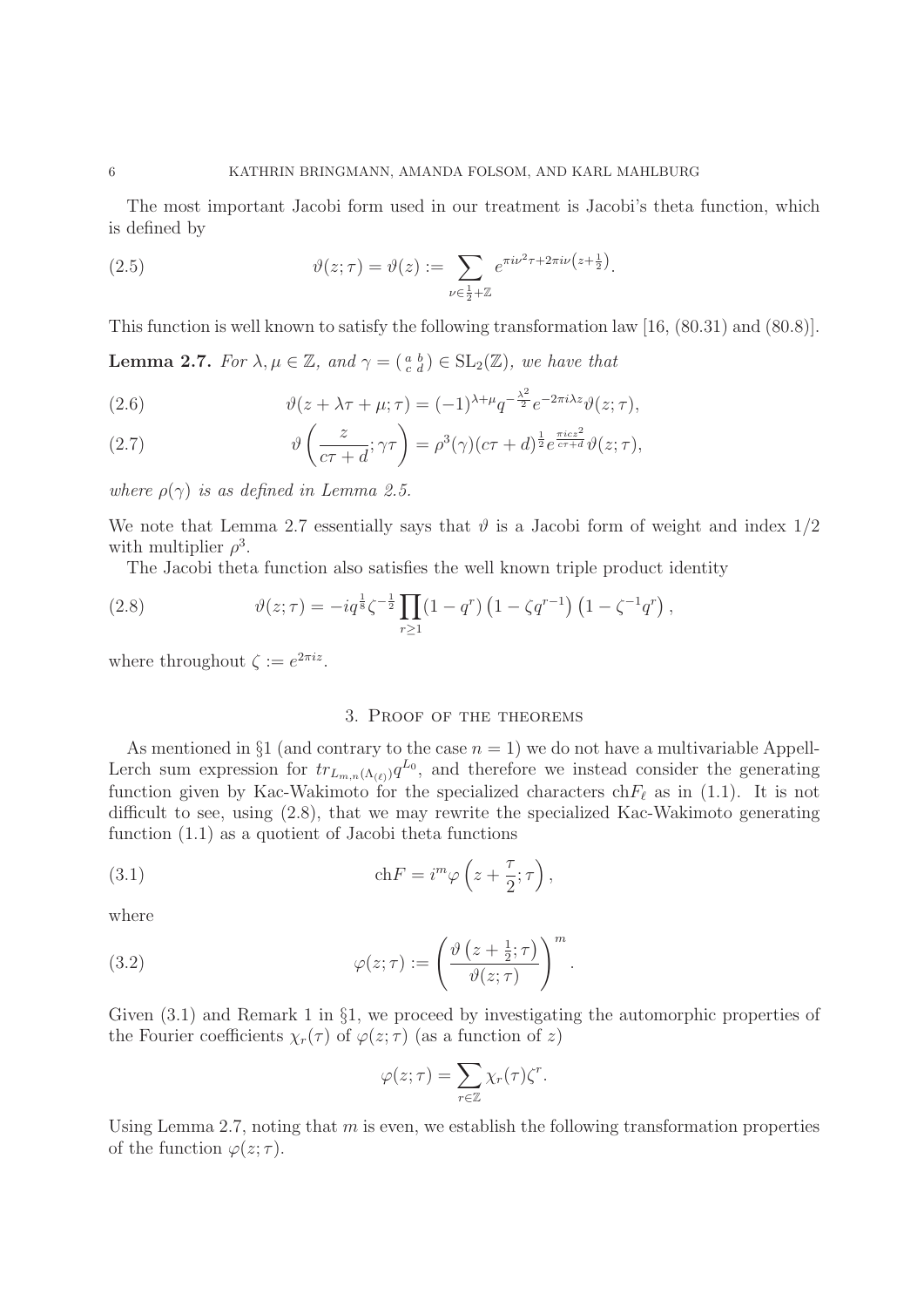The most important Jacobi form used in our treatment is Jacobi's theta function, which is defined by

$$\vartheta(z;\tau) = \vartheta(z) := \sum_{\nu \in \frac{1}{2}+\mathbb{Z}} e^{\pi i \nu^2 \tau + 2\pi i \nu\left(z+\frac{1}{2}\right)}. \tag{2.5}$$

This function is well known to satisfy the following transformation law [16, (80.31) and (80.8)].

**Lemma 2.7.** *For $\lambda, \mu \in \mathbb{Z}$, and $\gamma = \left(\begin{smallmatrix} a & b \\ c & d \end{smallmatrix}\right) \in \mathrm{SL}_2(\mathbb{Z})$, we have that*

$$\vartheta(z + \lambda\tau + \mu; \tau) = (-1)^{\lambda+\mu} q^{-\frac{\lambda^2}{2}} e^{-2\pi i \lambda z} \vartheta(z;\tau), \tag{2.6}$$

$$\vartheta\left(\frac{z}{c\tau+d}; \gamma\tau\right) = \rho^3(\gamma)(c\tau+d)^{\frac{1}{2}} e^{\frac{\pi i c z^2}{c\tau+d}} \vartheta(z;\tau), \tag{2.7}$$

*where $\rho(\gamma)$ is as defined in Lemma 2.5.*

We note that Lemma 2.7 essentially says that $\vartheta$ is a Jacobi form of weight and index $1/2$ with multiplier $\rho^3$.

The Jacobi theta function also satisfies the well known triple product identity

$$\vartheta(z;\tau) = -iq^{\frac{1}{8}}\zeta^{-\frac{1}{2}} \prod_{r\geq 1} (1-q^r)\left(1-\zeta q^{r-1}\right)\left(1-\zeta^{-1}q^r\right), \tag{2.8}$$

where throughout $\zeta := e^{2\pi i z}$.

## 3. Proof of the theorems

As mentioned in §1 (and contrary to the case $n = 1$) we do not have a multivariable Appell-Lerch sum expression for $tr_{L_{m,n}(\Lambda_{(\ell)})}q^{L_0}$, and therefore we instead consider the generating function given by Kac-Wakimoto for the specialized characters $\mathrm{ch}F_\ell$ as in (1.1). It is not difficult to see, using (2.8), that we may rewrite the specialized Kac-Wakimoto generating function (1.1) as a quotient of Jacobi theta functions

$$\mathrm{ch}F = i^m \varphi\left(z + \frac{\tau}{2}; \tau\right), \tag{3.1}$$

where

$$\varphi(z;\tau) := \left(\frac{\vartheta\left(z+\frac{1}{2};\tau\right)}{\vartheta(z;\tau)}\right)^m. \tag{3.2}$$

Given (3.1) and Remark 1 in §1, we proceed by investigating the automorphic properties of the Fourier coefficients $\chi_r(\tau)$ of $\varphi(z;\tau)$ (as a function of $z$)

$$\varphi(z;\tau) = \sum_{r\in\mathbb{Z}} \chi_r(\tau)\zeta^r.$$

Using Lemma 2.7, noting that $m$ is even, we establish the following transformation properties of the function $\varphi(z;\tau)$.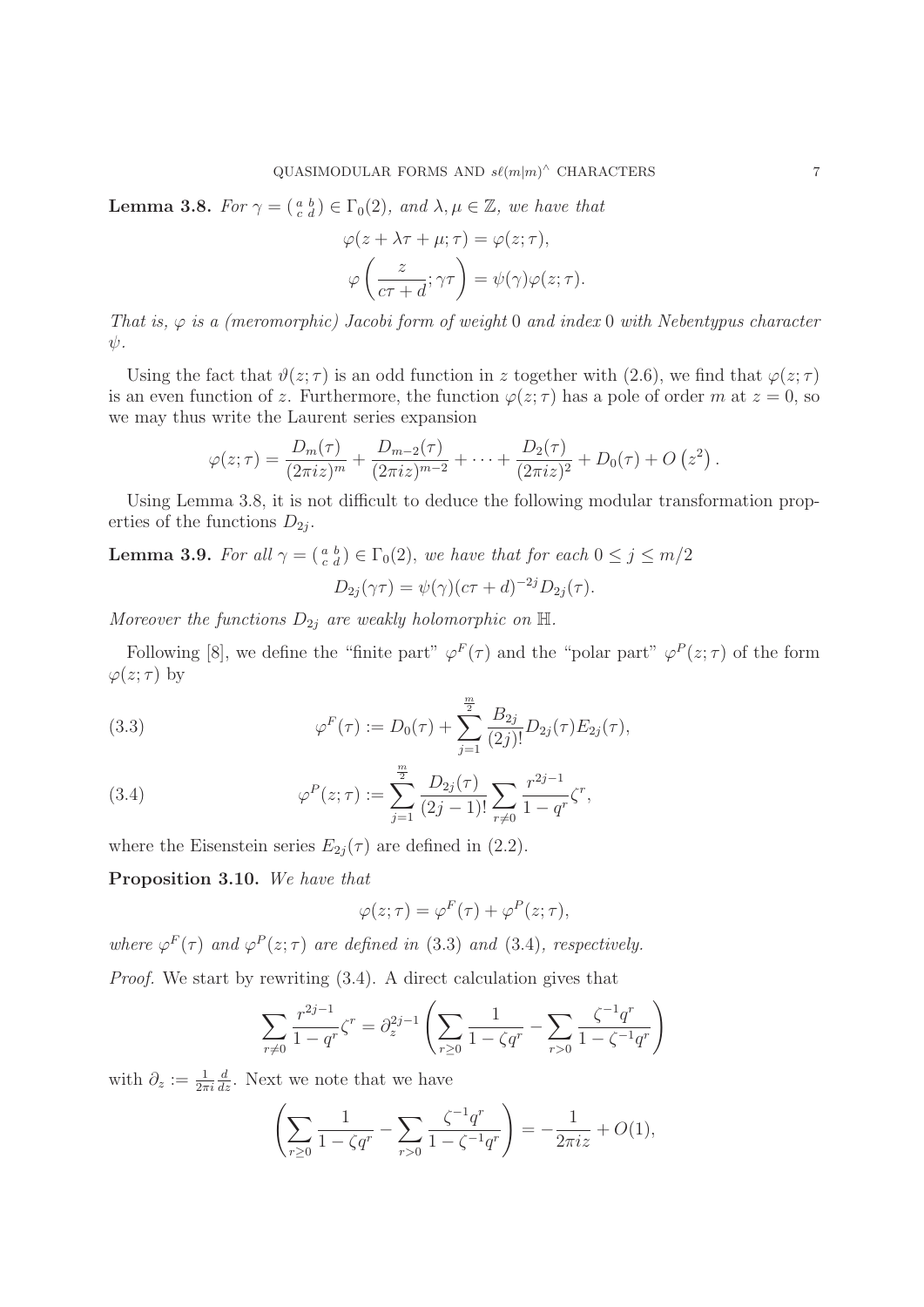**Lemma 3.8.** *For $\gamma = \left(\begin{smallmatrix} a & b \\ c & d \end{smallmatrix}\right) \in \Gamma_0(2)$, and $\lambda, \mu \in \mathbb{Z}$, we have that*

$$\varphi(z + \lambda\tau + \mu; \tau) = \varphi(z; \tau),$$

$$\varphi\left(\frac{z}{c\tau + d}; \gamma\tau\right) = \psi(\gamma)\varphi(z; \tau).$$

*That is, $\varphi$ is a (meromorphic) Jacobi form of weight 0 and index 0 with Nebentypus character $\psi$.*

Using the fact that $\vartheta(z;\tau)$ is an odd function in $z$ together with (2.6), we find that $\varphi(z;\tau)$ is an even function of $z$. Furthermore, the function $\varphi(z;\tau)$ has a pole of order $m$ at $z = 0$, so we may thus write the Laurent series expansion

$$\varphi(z;\tau) = \frac{D_m(\tau)}{(2\pi i z)^m} + \frac{D_{m-2}(\tau)}{(2\pi i z)^{m-2}} + \cdots + \frac{D_2(\tau)}{(2\pi i z)^2} + D_0(\tau) + O\left(z^2\right).$$

Using Lemma 3.8, it is not difficult to deduce the following modular transformation properties of the functions $D_{2j}$.

**Lemma 3.9.** *For all $\gamma = \left(\begin{smallmatrix} a & b \\ c & d \end{smallmatrix}\right) \in \Gamma_0(2)$, we have that for each $0 \le j \le m/2$*

$$D_{2j}(\gamma\tau) = \psi(\gamma)(c\tau + d)^{-2j} D_{2j}(\tau).$$

*Moreover the functions $D_{2j}$ are weakly holomorphic on $\mathbb{H}$.*

Following [8], we define the "finite part" $\varphi^F(\tau)$ and the "polar part" $\varphi^P(z;\tau)$ of the form $\varphi(z;\tau)$ by

$$\varphi^F(\tau) := D_0(\tau) + \sum_{j=1}^{\frac{m}{2}} \frac{B_{2j}}{(2j)!} D_{2j}(\tau) E_{2j}(\tau), \tag{3.3}$$

$$\varphi^P(z;\tau) := \sum_{j=1}^{\frac{m}{2}} \frac{D_{2j}(\tau)}{(2j-1)!} \sum_{r \neq 0} \frac{r^{2j-1}}{1 - q^r} \zeta^r, \tag{3.4}$$

where the Eisenstein series $E_{2j}(\tau)$ are defined in (2.2).

**Proposition 3.10.** *We have that*

$$\varphi(z;\tau) = \varphi^F(\tau) + \varphi^P(z;\tau),$$

*where $\varphi^F(\tau)$ and $\varphi^P(z;\tau)$ are defined in (3.3) and (3.4), respectively.*

*Proof.* We start by rewriting (3.4). A direct calculation gives that

$$\sum_{r \neq 0} \frac{r^{2j-1}}{1 - q^r} \zeta^r = \partial_z^{2j-1} \left( \sum_{r \geq 0} \frac{1}{1 - \zeta q^r} - \sum_{r > 0} \frac{\zeta^{-1} q^r}{1 - \zeta^{-1} q^r} \right)$$

with $\partial_z := \frac{1}{2\pi i} \frac{d}{dz}$. Next we note that we have

$$\left( \sum_{r \geq 0} \frac{1}{1 - \zeta q^r} - \sum_{r > 0} \frac{\zeta^{-1} q^r}{1 - \zeta^{-1} q^r} \right) = -\frac{1}{2\pi i z} + O(1),$$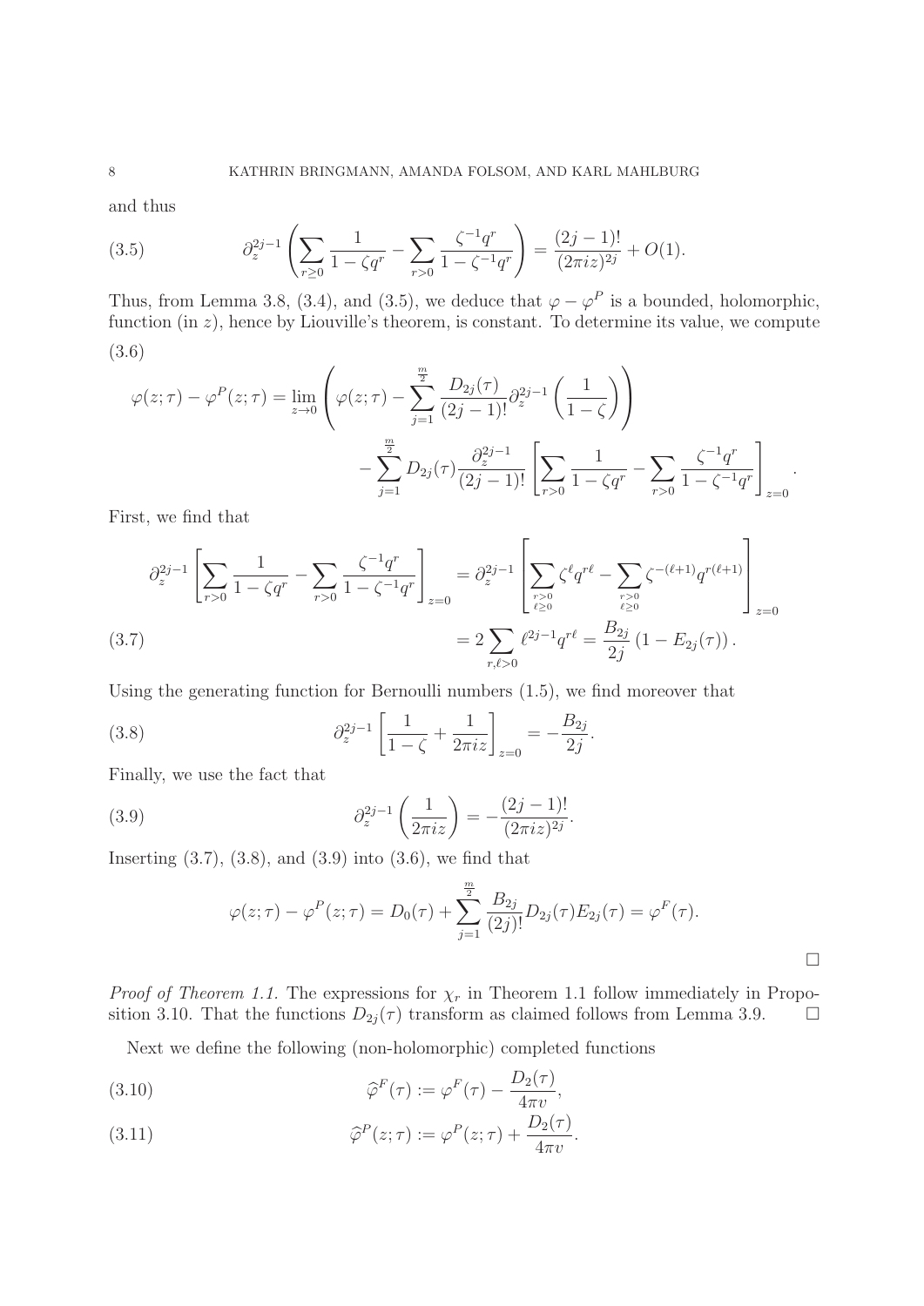and thus

$$\partial_z^{2j-1}\left(\sum_{r\geq 0}\frac{1}{1-\zeta q^r}-\sum_{r>0}\frac{\zeta^{-1}q^r}{1-\zeta^{-1}q^r}\right)=\frac{(2j-1)!}{(2\pi i z)^{2j}}+O(1). \tag{3.5}$$

Thus, from Lemma 3.8, (3.4), and (3.5), we deduce that $\varphi-\varphi^P$ is a bounded, holomorphic, function (in $z$), hence by Liouville's theorem, is constant. To determine its value, we compute

$$\begin{aligned}\varphi(z;\tau)-\varphi^P(z;\tau)=\lim_{z\to 0}&\left(\varphi(z;\tau)-\sum_{j=1}^{\frac{m}{2}}\frac{D_{2j}(\tau)}{(2j-1)!}\partial_z^{2j-1}\left(\frac{1}{1-\zeta}\right)\right)\\&-\sum_{j=1}^{\frac{m}{2}}D_{2j}(\tau)\frac{\partial_z^{2j-1}}{(2j-1)!}\left[\sum_{r>0}\frac{1}{1-\zeta q^r}-\sum_{r>0}\frac{\zeta^{-1}q^r}{1-\zeta^{-1}q^r}\right]_{z=0}.\end{aligned} \tag{3.6}$$

First, we find that

$$\begin{aligned}\partial_z^{2j-1}\left[\sum_{r>0}\frac{1}{1-\zeta q^r}-\sum_{r>0}\frac{\zeta^{-1}q^r}{1-\zeta^{-1}q^r}\right]_{z=0}&=\partial_z^{2j-1}\left[\sum_{\substack{r>0\\ \ell\geq 0}}\zeta^\ell q^{r\ell}-\sum_{\substack{r>0\\ \ell\geq 0}}\zeta^{-(\ell+1)}q^{r(\ell+1)}\right]_{z=0}\\&=2\sum_{r,\ell>0}\ell^{2j-1}q^{r\ell}=\frac{B_{2j}}{2j}\left(1-E_{2j}(\tau)\right).\end{aligned} \tag{3.7}$$

Using the generating function for Bernoulli numbers (1.5), we find moreover that

$$\partial_z^{2j-1}\left[\frac{1}{1-\zeta}+\frac{1}{2\pi i z}\right]_{z=0}=-\frac{B_{2j}}{2j}. \tag{3.8}$$

Finally, we use the fact that

$$\partial_z^{2j-1}\left(\frac{1}{2\pi i z}\right)=-\frac{(2j-1)!}{(2\pi i z)^{2j}}. \tag{3.9}$$

Inserting (3.7), (3.8), and (3.9) into (3.6), we find that

$$\varphi(z;\tau)-\varphi^P(z;\tau)=D_0(\tau)+\sum_{j=1}^{\frac{m}{2}}\frac{B_{2j}}{(2j)!}D_{2j}(\tau)E_{2j}(\tau)=\varphi^F(\tau).$$

□

*Proof of Theorem 1.1.* The expressions for $\chi_r$ in Theorem 1.1 follow immediately in Proposition 3.10. That the functions $D_{2j}(\tau)$ transform as claimed follows from Lemma 3.9. □

Next we define the following (non-holomorphic) completed functions

$$\widehat{\varphi}^F(\tau):=\varphi^F(\tau)-\frac{D_2(\tau)}{4\pi v}, \tag{3.10}$$

$$\widehat{\varphi}^P(z;\tau):=\varphi^P(z;\tau)+\frac{D_2(\tau)}{4\pi v}. \tag{3.11}$$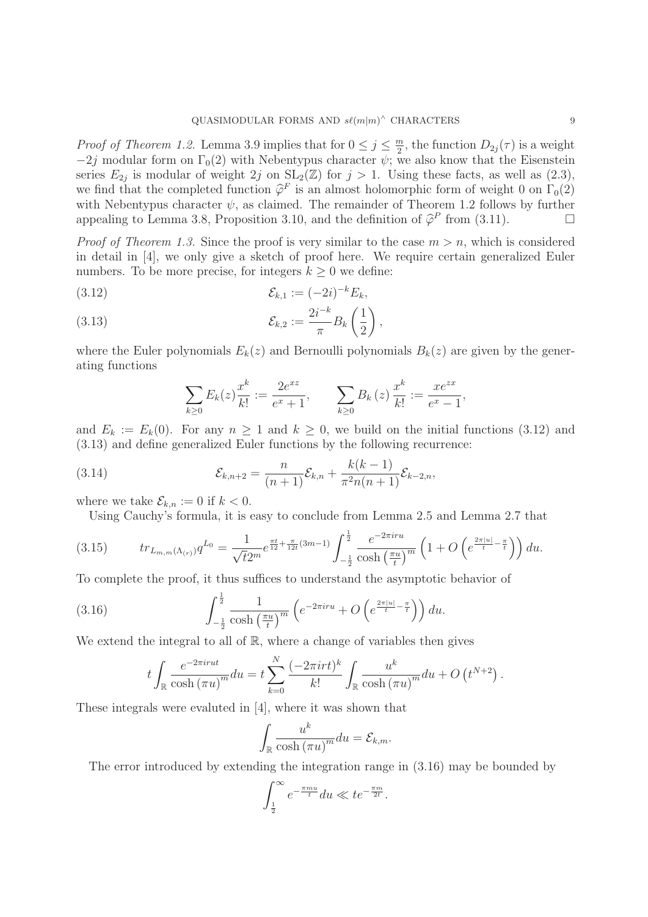*Proof of Theorem 1.2.* Lemma 3.9 implies that for $0 \leq j \leq \frac{m}{2}$, the function $D_{2j}(\tau)$ is a weight $-2j$ modular form on $\Gamma_0(2)$ with Nebentypus character $\psi$; we also know that the Eisenstein series $E_{2j}$ is modular of weight $2j$ on $\mathrm{SL}_2(\mathbb{Z})$ for $j > 1$. Using these facts, as well as (2.3), we find that the completed function $\widehat{\varphi}^F$ is an almost holomorphic form of weight 0 on $\Gamma_0(2)$ with Nebentypus character $\psi$, as claimed. The remainder of Theorem 1.2 follows by further appealing to Lemma 3.8, Proposition 3.10, and the definition of $\widehat{\varphi}^P$ from (3.11). □

*Proof of Theorem 1.3.* Since the proof is very similar to the case $m > n$, which is considered in detail in [4], we only give a sketch of proof here. We require certain generalized Euler numbers. To be more precise, for integers $k \geq 0$ we define:

$$\mathcal{E}_{k,1} := (-2i)^{-k} E_k, \tag{3.12}$$

$$\mathcal{E}_{k,2} := \frac{2i^{-k}}{\pi} B_k\left(\frac{1}{2}\right), \tag{3.13}$$

where the Euler polynomials $E_k(z)$ and Bernoulli polynomials $B_k(z)$ are given by the generating functions

$$\sum_{k \geq 0} E_k(z) \frac{x^k}{k!} := \frac{2e^{xz}}{e^x + 1}, \qquad \sum_{k \geq 0} B_k(z) \frac{x^k}{k!} := \frac{xe^{zx}}{e^x - 1},$$

and $E_k := E_k(0)$. For any $n \geq 1$ and $k \geq 0$, we build on the initial functions (3.12) and (3.13) and define generalized Euler functions by the following recurrence:

$$\mathcal{E}_{k,n+2} = \frac{n}{(n+1)} \mathcal{E}_{k,n} + \frac{k(k-1)}{\pi^2 n(n+1)} \mathcal{E}_{k-2,n}, \tag{3.14}$$

where we take $\mathcal{E}_{k,n} := 0$ if $k < 0$.

Using Cauchy's formula, it is easy to conclude from Lemma 2.5 and Lemma 2.7 that

$$tr_{L_{m,m}(\Lambda_{(r)})} q^{L_0} = \frac{1}{\sqrt{t} 2^m} e^{\frac{\pi t}{12} + \frac{\pi}{12t}(3m-1)} \int_{-\frac{1}{2}}^{\frac{1}{2}} \frac{e^{-2\pi i r u}}{\cosh\left(\frac{\pi u}{t}\right)^m} \left(1 + O\left(e^{\frac{2\pi |u|}{t} - \frac{\pi}{t}}\right)\right) du. \tag{3.15}$$

To complete the proof, it thus suffices to understand the asymptotic behavior of

$$\int_{-\frac{1}{2}}^{\frac{1}{2}} \frac{1}{\cosh\left(\frac{\pi u}{t}\right)^m} \left(e^{-2\pi i r u} + O\left(e^{\frac{2\pi |u|}{t} - \frac{\pi}{t}}\right)\right) du. \tag{3.16}$$

We extend the integral to all of $\mathbb{R}$, where a change of variables then gives

$$t \int_{\mathbb{R}} \frac{e^{-2\pi i r u t}}{\cosh(\pi u)^m} du = t \sum_{k=0}^{N} \frac{(-2\pi i r t)^k}{k!} \int_{\mathbb{R}} \frac{u^k}{\cosh(\pi u)^m} du + O\left(t^{N+2}\right).$$

These integrals were evaluted in [4], where it was shown that

$$\int_{\mathbb{R}} \frac{u^k}{\cosh(\pi u)^m} du = \mathcal{E}_{k,m}.$$

The error introduced by extending the integration range in (3.16) may be bounded by

$$\int_{\frac{1}{2}}^{\infty} e^{-\frac{\pi m u}{t}} du \ll t e^{-\frac{\pi m}{2t}}.$$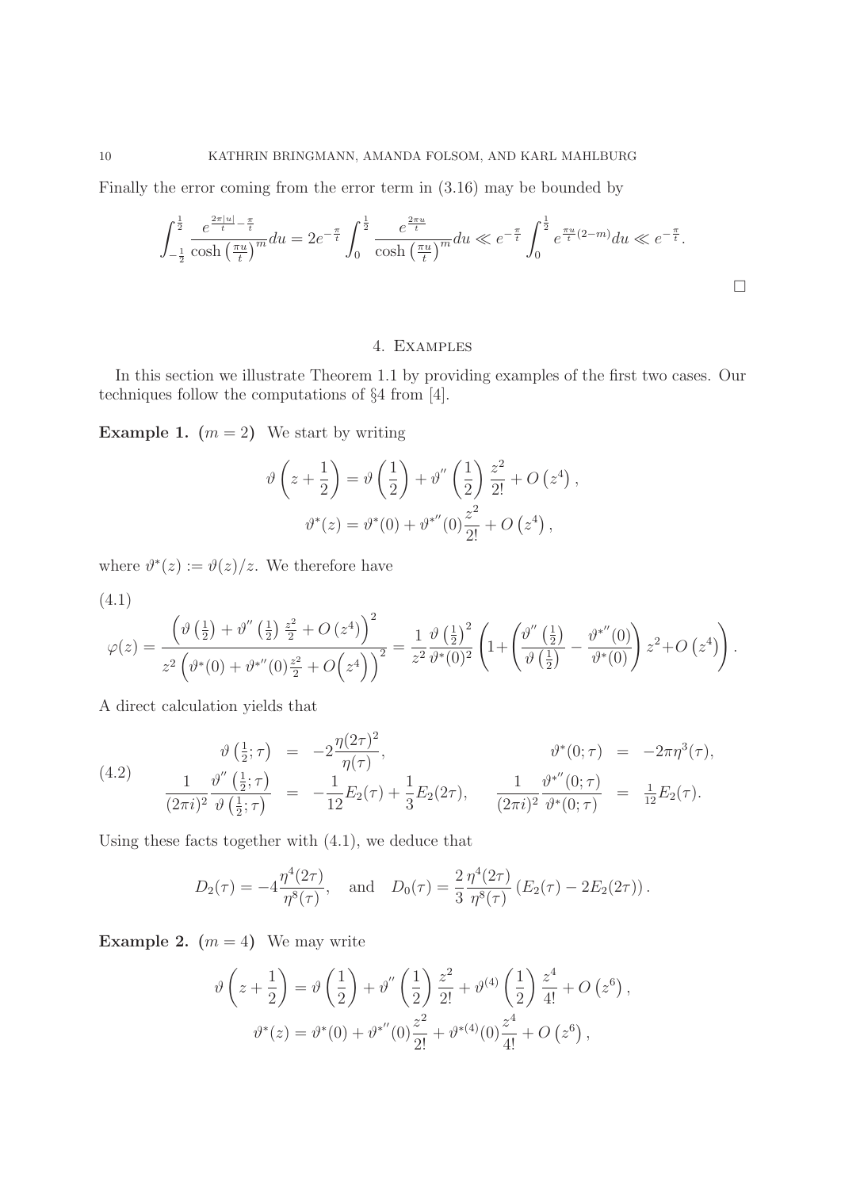Finally the error coming from the error term in (3.16) may be bounded by

$$\int_{-\frac{1}{2}}^{\frac{1}{2}} \frac{e^{\frac{2\pi|u|}{t}-\frac{\pi}{t}}}{\cosh\left(\frac{\pi u}{t}\right)^m} du = 2e^{-\frac{\pi}{t}} \int_0^{\frac{1}{2}} \frac{e^{\frac{2\pi u}{t}}}{\cosh\left(\frac{\pi u}{t}\right)^m} du \ll e^{-\frac{\pi}{t}} \int_0^{\frac{1}{2}} e^{\frac{\pi u}{t}(2-m)} du \ll e^{-\frac{\pi}{t}}.$$

□

## 4. Examples

In this section we illustrate Theorem 1.1 by providing examples of the first two cases. Our techniques follow the computations of §4 from [4].

**Example 1.** **($m = 2$)** We start by writing

$$\vartheta\left(z+\frac{1}{2}\right) = \vartheta\left(\frac{1}{2}\right) + \vartheta''\left(\frac{1}{2}\right)\frac{z^2}{2!} + O\left(z^4\right),$$
$$\vartheta^*(z) = \vartheta^*(0) + \vartheta^{*''}(0)\frac{z^2}{2!} + O\left(z^4\right),$$

where $\vartheta^*(z) := \vartheta(z)/z$. We therefore have

(4.1)
$$\varphi(z) = \frac{\left(\vartheta\left(\frac{1}{2}\right) + \vartheta''\left(\frac{1}{2}\right)\frac{z^2}{2} + O\left(z^4\right)\right)^2}{z^2\left(\vartheta^*(0) + \vartheta^{*''}(0)\frac{z^2}{2} + O\left(z^4\right)\right)^2} = \frac{1}{z^2}\frac{\vartheta\left(\frac{1}{2}\right)^2}{\vartheta^*(0)^2}\left(1 + \left(\frac{\vartheta''\left(\frac{1}{2}\right)}{\vartheta\left(\frac{1}{2}\right)} - \frac{\vartheta^{*''}(0)}{\vartheta^*(0)}\right)z^2 + O\left(z^4\right)\right).$$

A direct calculation yields that

$$(4.2) \qquad \begin{aligned} \vartheta\left(\tfrac{1}{2};\tau\right) &= -2\frac{\eta(2\tau)^2}{\eta(\tau)}, & \vartheta^*(0;\tau) &= -2\pi\eta^3(\tau), \\ \frac{1}{(2\pi i)^2}\frac{\vartheta''\left(\frac{1}{2};\tau\right)}{\vartheta\left(\frac{1}{2};\tau\right)} &= -\frac{1}{12}E_2(\tau) + \frac{1}{3}E_2(2\tau), & \frac{1}{(2\pi i)^2}\frac{\vartheta^{*''}(0;\tau)}{\vartheta^*(0;\tau)} &= \tfrac{1}{12}E_2(\tau). \end{aligned}$$

Using these facts together with (4.1), we deduce that

$$D_2(\tau) = -4\frac{\eta^4(2\tau)}{\eta^8(\tau)}, \quad \text{and} \quad D_0(\tau) = \frac{2}{3}\frac{\eta^4(2\tau)}{\eta^8(\tau)}\left(E_2(\tau) - 2E_2(2\tau)\right).$$

**Example 2.** **($m = 4$)** We may write

$$\vartheta\left(z+\frac{1}{2}\right) = \vartheta\left(\frac{1}{2}\right) + \vartheta''\left(\frac{1}{2}\right)\frac{z^2}{2!} + \vartheta^{(4)}\left(\frac{1}{2}\right)\frac{z^4}{4!} + O\left(z^6\right),$$
$$\vartheta^*(z) = \vartheta^*(0) + \vartheta^{*''}(0)\frac{z^2}{2!} + \vartheta^{*(4)}(0)\frac{z^4}{4!} + O\left(z^6\right),$$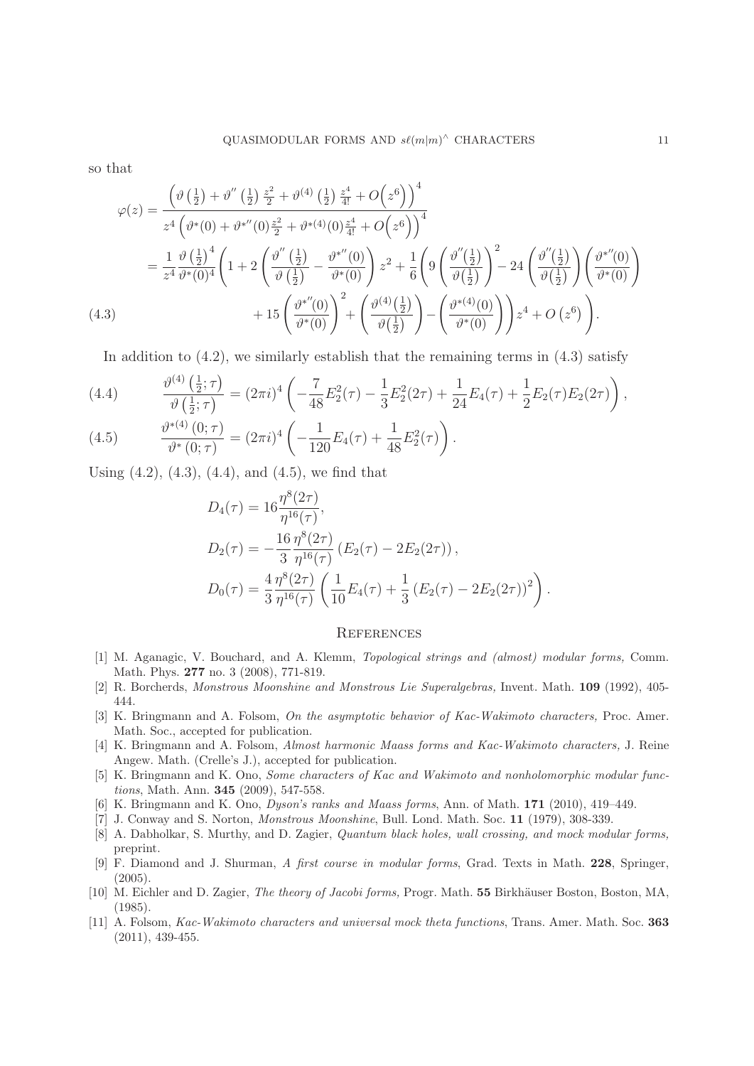so that

$$
\begin{aligned}
\varphi(z) &= \frac{\left(\vartheta\left(\frac{1}{2}\right) + \vartheta''\left(\frac{1}{2}\right)\frac{z^2}{2} + \vartheta^{(4)}\left(\frac{1}{2}\right)\frac{z^4}{4!} + O\left(z^6\right)\right)^4}{z^4\left(\vartheta^*(0) + \vartheta^{*''}(0)\frac{z^2}{2} + \vartheta^{*(4)}(0)\frac{z^4}{4!} + O\left(z^6\right)\right)^4} \\
&= \frac{1}{z^4}\frac{\vartheta\left(\frac{1}{2}\right)^4}{\vartheta^*(0)^4}\left(1 + 2\left(\frac{\vartheta''\left(\frac{1}{2}\right)}{\vartheta\left(\frac{1}{2}\right)} - \frac{\vartheta^{*''}(0)}{\vartheta^*(0)}\right)z^2 + \frac{1}{6}\left(9\left(\frac{\vartheta''\left(\frac{1}{2}\right)}{\vartheta\left(\frac{1}{2}\right)}\right)^2 - 24\left(\frac{\vartheta''\left(\frac{1}{2}\right)}{\vartheta\left(\frac{1}{2}\right)}\right)\left(\frac{\vartheta^{*''}(0)}{\vartheta^*(0)}\right)\right.\right. \\
&\qquad \left.\left. + 15\left(\frac{\vartheta^{*''}(0)}{\vartheta^*(0)}\right)^2 + \left(\frac{\vartheta^{(4)}\left(\frac{1}{2}\right)}{\vartheta\left(\frac{1}{2}\right)}\right) - \left(\frac{\vartheta^{*(4)}(0)}{\vartheta^*(0)}\right)\right)z^4 + O\left(z^6\right)\right). \qquad (4.3)
\end{aligned}
$$

In addition to (4.2), we similarly establish that the remaining terms in (4.3) satisfy

$$
\frac{\vartheta^{(4)}\left(\frac{1}{2};\tau\right)}{\vartheta\left(\frac{1}{2};\tau\right)} = (2\pi i)^4\left(-\frac{7}{48}E_2^2(\tau) - \frac{1}{3}E_2^2(2\tau) + \frac{1}{24}E_4(\tau) + \frac{1}{2}E_2(\tau)E_2(2\tau)\right), \qquad (4.4)
$$

$$
\frac{\vartheta^{*(4)}\left(0;\tau\right)}{\vartheta^*\left(0;\tau\right)} = (2\pi i)^4\left(-\frac{1}{120}E_4(\tau) + \frac{1}{48}E_2^2(\tau)\right). \qquad (4.5)
$$

Using (4.2), (4.3), (4.4), and (4.5), we find that

$$
\begin{aligned}
D_4(\tau) &= 16\frac{\eta^8(2\tau)}{\eta^{16}(\tau)}, \\
D_2(\tau) &= -\frac{16}{3}\frac{\eta^8(2\tau)}{\eta^{16}(\tau)}\left(E_2(\tau) - 2E_2(2\tau)\right), \\
D_0(\tau) &= \frac{4}{3}\frac{\eta^8(2\tau)}{\eta^{16}(\tau)}\left(\frac{1}{10}E_4(\tau) + \frac{1}{3}\left(E_2(\tau) - 2E_2(2\tau)\right)^2\right).
\end{aligned}
$$

## References

[1] M. Aganagic, V. Bouchard, and A. Klemm, *Topological strings and (almost) modular forms,* Comm. Math. Phys. **277** no. 3 (2008), 771-819.

[2] R. Borcherds, *Monstrous Moonshine and Monstrous Lie Superalgebras,* Invent. Math. **109** (1992), 405-444.

[3] K. Bringmann and A. Folsom, *On the asymptotic behavior of Kac-Wakimoto characters,* Proc. Amer. Math. Soc., accepted for publication.

[4] K. Bringmann and A. Folsom, *Almost harmonic Maass forms and Kac-Wakimoto characters,* J. Reine Angew. Math. (Crelle's J.), accepted for publication.

[5] K. Bringmann and K. Ono, *Some characters of Kac and Wakimoto and nonholomorphic modular functions*, Math. Ann. **345** (2009), 547-558.

[6] K. Bringmann and K. Ono, *Dyson's ranks and Maass forms*, Ann. of Math. **171** (2010), 419–449.

[7] J. Conway and S. Norton, *Monstrous Moonshine*, Bull. Lond. Math. Soc. **11** (1979), 308-339.

[8] A. Dabholkar, S. Murthy, and D. Zagier, *Quantum black holes, wall crossing, and mock modular forms,* preprint.

[9] F. Diamond and J. Shurman, *A first course in modular forms*, Grad. Texts in Math. **228**, Springer, (2005).

[10] M. Eichler and D. Zagier, *The theory of Jacobi forms,* Progr. Math. **55** Birkhäuser Boston, Boston, MA, (1985).

[11] A. Folsom, *Kac-Wakimoto characters and universal mock theta functions*, Trans. Amer. Math. Soc. **363** (2011), 439-455.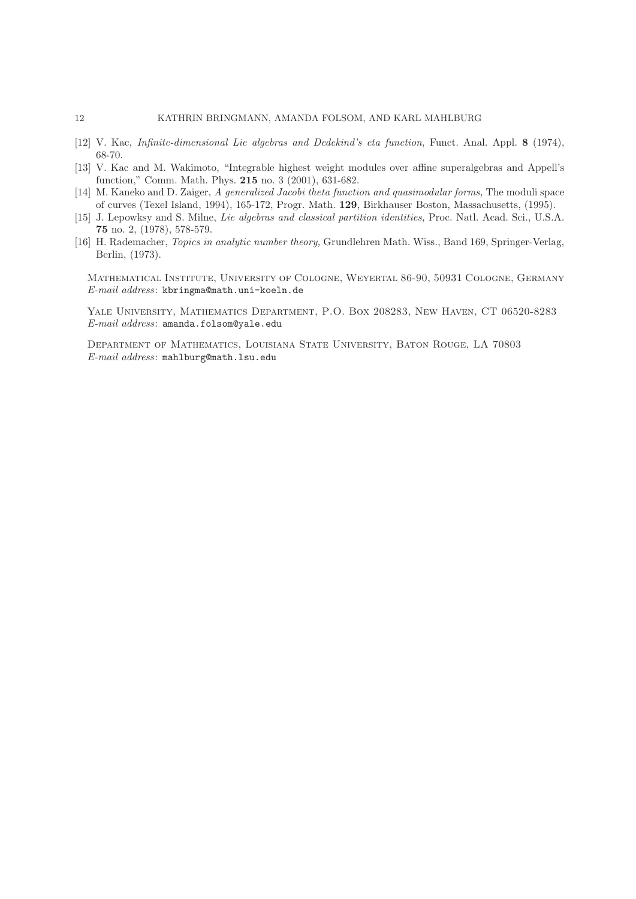[12] V. Kac, *Infinite-dimensional Lie algebras and Dedekind's eta function*, Funct. Anal. Appl. **8** (1974), 68-70.

[13] V. Kac and M. Wakimoto, "Integrable highest weight modules over affine superalgebras and Appell's function," Comm. Math. Phys. **215** no. 3 (2001), 631-682.

[14] M. Kaneko and D. Zaiger, *A generalized Jacobi theta function and quasimodular forms,* The moduli space of curves (Texel Island, 1994), 165-172, Progr. Math. **129**, Birkhauser Boston, Massachusetts, (1995).

[15] J. Lepowksy and S. Milne, *Lie algebras and classical partition identities,* Proc. Natl. Acad. Sci., U.S.A. **75** no. 2, (1978), 578-579.

[16] H. Rademacher, *Topics in analytic number theory,* Grundlehren Math. Wiss., Band 169, Springer-Verlag, Berlin, (1973).

Mathematical Institute, University of Cologne, Weyertal 86-90, 50931 Cologne, Germany
*E-mail address*: kbringma@math.uni-koeln.de

Yale University, Mathematics Department, P.O. Box 208283, New Haven, CT 06520-8283
*E-mail address*: amanda.folsom@yale.edu

Department of Mathematics, Louisiana State University, Baton Rouge, LA 70803
*E-mail address*: mahlburg@math.lsu.edu